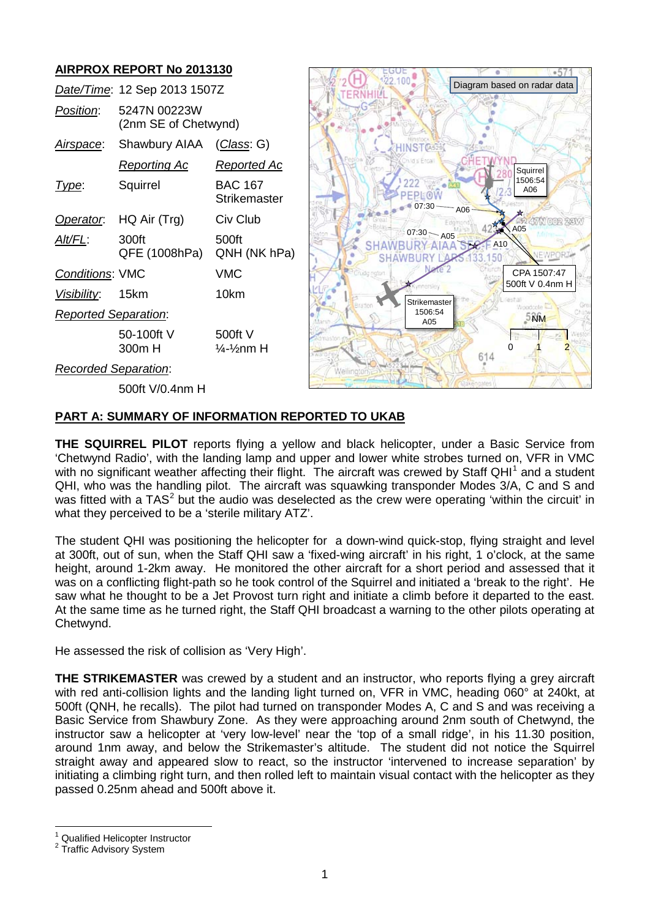## AIRPROX REPORT No 2013130

| | | |
|---|---|---|
| *Date/Time*: | 12 Sep 2013 1507Z | |
| *Position*: | 5247N 00223W (2nm SE of Chetwynd) | |
| *Airspace*: | Shawbury AIAA | (*Class*: G) |
| | *Reporting Ac* | *Reported Ac* |
| *Type*: | Squirrel | BAC 167 Strikemaster |
| *Operator*: | HQ Air (Trg) | Civ Club |
| *Alt/FL*: | 300ft QFE (1008hPa) | 500ft QNH (NK hPa) |
| *Conditions*: | VMC | VMC |
| *Visibility*: | 15km | 10km |
| *Reported Separation*: | | |
| | 50-100ft V 300m H | 500ft V ¼-½nm H |
| *Recorded Separation*: | | |
| | 500ft V/0.4nm H | |

## PART A: SUMMARY OF INFORMATION REPORTED TO UKAB

**THE SQUIRREL PILOT** reports flying a yellow and black helicopter, under a Basic Service from 'Chetwynd Radio', with the landing lamp and upper and lower white strobes turned on, VFR in VMC with no significant weather affecting their flight. The aircraft was crewed by Staff QHI[1] and a student QHI, who was the handling pilot. The aircraft was squawking transponder Modes 3/A, C and S and was fitted with a TAS[2] but the audio was deselected as the crew were operating 'within the circuit' in what they perceived to be a 'sterile military ATZ'.

The student QHI was positioning the helicopter for a down-wind quick-stop, flying straight and level at 300ft, out of sun, when the Staff QHI saw a 'fixed-wing aircraft' in his right, 1 o'clock, at the same height, around 1-2km away. He monitored the other aircraft for a short period and assessed that it was on a conflicting flight-path so he took control of the Squirrel and initiated a 'break to the right'. He saw what he thought to be a Jet Provost turn right and initiate a climb before it departed to the east. At the same time as he turned right, the Staff QHI broadcast a warning to the other pilots operating at Chetwynd.

He assessed the risk of collision as 'Very High'.

**THE STRIKEMASTER** was crewed by a student and an instructor, who reports flying a grey aircraft with red anti-collision lights and the landing light turned on, VFR in VMC, heading 060° at 240kt, at 500ft (QNH, he recalls). The pilot had turned on transponder Modes A, C and S and was receiving a Basic Service from Shawbury Zone. As they were approaching around 2nm south of Chetwynd, the instructor saw a helicopter at 'very low-level' near the 'top of a small ridge', in his 11.30 position, around 1nm away, and below the Strikemaster's altitude. The student did not notice the Squirrel straight away and appeared slow to react, so the instructor 'intervened to increase separation' by initiating a climbing right turn, and then rolled left to maintain visual contact with the helicopter as they passed 0.25nm ahead and 500ft above it.

---

[1] Qualified Helicopter Instructor

[2] Traffic Advisory System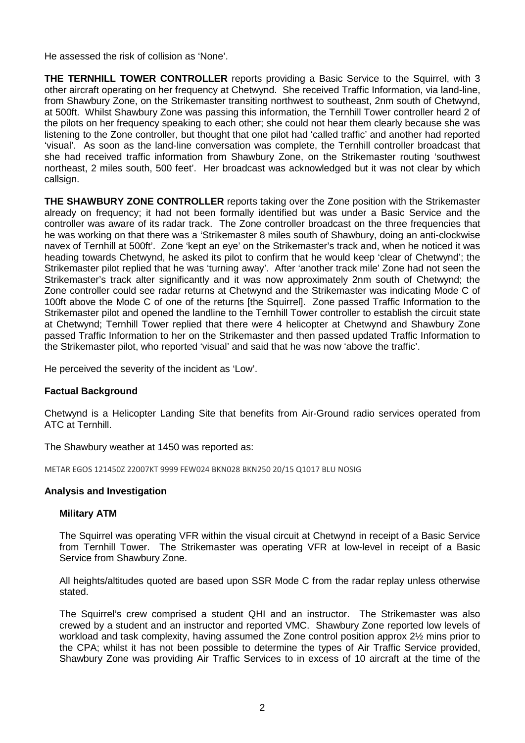He assessed the risk of collision as 'None'.

**THE TERNHILL TOWER CONTROLLER** reports providing a Basic Service to the Squirrel, with 3 other aircraft operating on her frequency at Chetwynd. She received Traffic Information, via land-line, from Shawbury Zone, on the Strikemaster transiting northwest to southeast, 2nm south of Chetwynd, at 500ft. Whilst Shawbury Zone was passing this information, the Ternhill Tower controller heard 2 of the pilots on her frequency speaking to each other; she could not hear them clearly because she was listening to the Zone controller, but thought that one pilot had 'called traffic' and another had reported 'visual'. As soon as the land-line conversation was complete, the Ternhill controller broadcast that she had received traffic information from Shawbury Zone, on the Strikemaster routing 'southwest northeast, 2 miles south, 500 feet'. Her broadcast was acknowledged but it was not clear by which callsign.

**THE SHAWBURY ZONE CONTROLLER** reports taking over the Zone position with the Strikemaster already on frequency; it had not been formally identified but was under a Basic Service and the controller was aware of its radar track. The Zone controller broadcast on the three frequencies that he was working on that there was a 'Strikemaster 8 miles south of Shawbury, doing an anti-clockwise navex of Ternhill at 500ft'. Zone 'kept an eye' on the Strikemaster's track and, when he noticed it was heading towards Chetwynd, he asked its pilot to confirm that he would keep 'clear of Chetwynd'; the Strikemaster pilot replied that he was 'turning away'. After 'another track mile' Zone had not seen the Strikemaster's track alter significantly and it was now approximately 2nm south of Chetwynd; the Zone controller could see radar returns at Chetwynd and the Strikemaster was indicating Mode C of 100ft above the Mode C of one of the returns [the Squirrel]. Zone passed Traffic Information to the Strikemaster pilot and opened the landline to the Ternhill Tower controller to establish the circuit state at Chetwynd; Ternhill Tower replied that there were 4 helicopter at Chetwynd and Shawbury Zone passed Traffic Information to her on the Strikemaster and then passed updated Traffic Information to the Strikemaster pilot, who reported 'visual' and said that he was now 'above the traffic'.

He perceived the severity of the incident as 'Low'.

### Factual Background

Chetwynd is a Helicopter Landing Site that benefits from Air-Ground radio services operated from ATC at Ternhill.

The Shawbury weather at 1450 was reported as:

METAR EGOS 121450Z 22007KT 9999 FEW024 BKN028 BKN250 20/15 Q1017 BLU NOSIG

### Analysis and Investigation

#### Military ATM

The Squirrel was operating VFR within the visual circuit at Chetwynd in receipt of a Basic Service from Ternhill Tower. The Strikemaster was operating VFR at low-level in receipt of a Basic Service from Shawbury Zone.

All heights/altitudes quoted are based upon SSR Mode C from the radar replay unless otherwise stated.

The Squirrel's crew comprised a student QHI and an instructor. The Strikemaster was also crewed by a student and an instructor and reported VMC. Shawbury Zone reported low levels of workload and task complexity, having assumed the Zone control position approx 2½ mins prior to the CPA; whilst it has not been possible to determine the types of Air Traffic Service provided, Shawbury Zone was providing Air Traffic Services to in excess of 10 aircraft at the time of the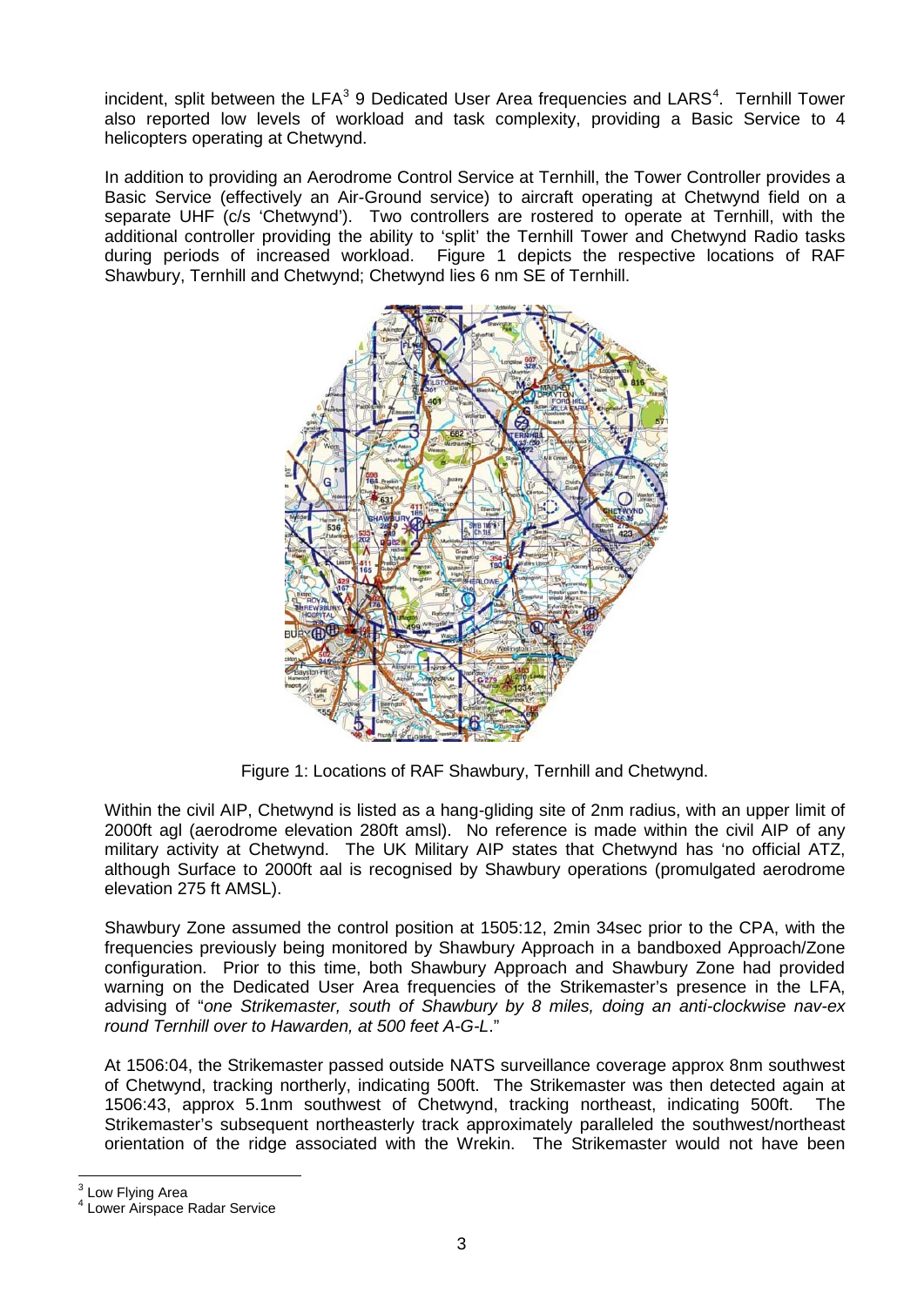incident, split between the LFA[3] 9 Dedicated User Area frequencies and LARS[4]. Ternhill Tower also reported low levels of workload and task complexity, providing a Basic Service to 4 helicopters operating at Chetwynd.

In addition to providing an Aerodrome Control Service at Ternhill, the Tower Controller provides a Basic Service (effectively an Air-Ground service) to aircraft operating at Chetwynd field on a separate UHF (c/s 'Chetwynd'). Two controllers are rostered to operate at Ternhill, with the additional controller providing the ability to 'split' the Ternhill Tower and Chetwynd Radio tasks during periods of increased workload. Figure 1 depicts the respective locations of RAF Shawbury, Ternhill and Chetwynd; Chetwynd lies 6 nm SE of Ternhill.

Figure 1: Locations of RAF Shawbury, Ternhill and Chetwynd.

Within the civil AIP, Chetwynd is listed as a hang-gliding site of 2nm radius, with an upper limit of 2000ft agl (aerodrome elevation 280ft amsl). No reference is made within the civil AIP of any military activity at Chetwynd. The UK Military AIP states that Chetwynd has 'no official ATZ, although Surface to 2000ft aal is recognised by Shawbury operations (promulgated aerodrome elevation 275 ft AMSL).

Shawbury Zone assumed the control position at 1505:12, 2min 34sec prior to the CPA, with the frequencies previously being monitored by Shawbury Approach in a bandboxed Approach/Zone configuration. Prior to this time, both Shawbury Approach and Shawbury Zone had provided warning on the Dedicated User Area frequencies of the Strikemaster's presence in the LFA, advising of "*one Strikemaster, south of Shawbury by 8 miles, doing an anti-clockwise nav-ex round Ternhill over to Hawarden, at 500 feet A-G-L*."

At 1506:04, the Strikemaster passed outside NATS surveillance coverage approx 8nm southwest of Chetwynd, tracking northerly, indicating 500ft. The Strikemaster was then detected again at 1506:43, approx 5.1nm southwest of Chetwynd, tracking northeast, indicating 500ft. The Strikemaster's subsequent northeasterly track approximately paralleled the southwest/northeast orientation of the ridge associated with the Wrekin. The Strikemaster would not have been

[3] Low Flying Area
[4] Lower Airspace Radar Service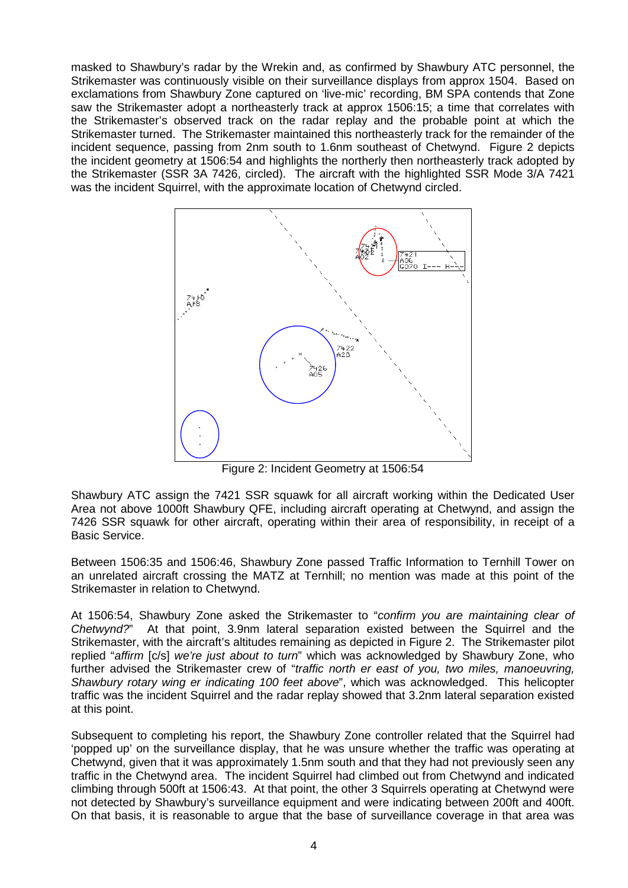masked to Shawbury's radar by the Wrekin and, as confirmed by Shawbury ATC personnel, the Strikemaster was continuously visible on their surveillance displays from approx 1504. Based on exclamations from Shawbury Zone captured on 'live-mic' recording, BM SPA contends that Zone saw the Strikemaster adopt a northeasterly track at approx 1506:15; a time that correlates with the Strikemaster's observed track on the radar replay and the probable point at which the Strikemaster turned. The Strikemaster maintained this northeasterly track for the remainder of the incident sequence, passing from 2nm south to 1.6nm southeast of Chetwynd. Figure 2 depicts the incident geometry at 1506:54 and highlights the northerly then northeasterly track adopted by the Strikemaster (SSR 3A 7426, circled). The aircraft with the highlighted SSR Mode 3/A 7421 was the incident Squirrel, with the approximate location of Chetwynd circled.

Figure 2: Incident Geometry at 1506:54

Shawbury ATC assign the 7421 SSR squawk for all aircraft working within the Dedicated User Area not above 1000ft Shawbury QFE, including aircraft operating at Chetwynd, and assign the 7426 SSR squawk for other aircraft, operating within their area of responsibility, in receipt of a Basic Service.

Between 1506:35 and 1506:46, Shawbury Zone passed Traffic Information to Ternhill Tower on an unrelated aircraft crossing the MATZ at Ternhill; no mention was made at this point of the Strikemaster in relation to Chetwynd.

At 1506:54, Shawbury Zone asked the Strikemaster to "*confirm you are maintaining clear of Chetwynd?*" At that point, 3.9nm lateral separation existed between the Squirrel and the Strikemaster, with the aircraft's altitudes remaining as depicted in Figure 2. The Strikemaster pilot replied "*affirm* [c/s] *we're just about to turn*" which was acknowledged by Shawbury Zone, who further advised the Strikemaster crew of "*traffic north er east of you, two miles, manoeuvring, Shawbury rotary wing er indicating 100 feet above*", which was acknowledged. This helicopter traffic was the incident Squirrel and the radar replay showed that 3.2nm lateral separation existed at this point.

Subsequent to completing his report, the Shawbury Zone controller related that the Squirrel had 'popped up' on the surveillance display, that he was unsure whether the traffic was operating at Chetwynd, given that it was approximately 1.5nm south and that they had not previously seen any traffic in the Chetwynd area. The incident Squirrel had climbed out from Chetwynd and indicated climbing through 500ft at 1506:43. At that point, the other 3 Squirrels operating at Chetwynd were not detected by Shawbury's surveillance equipment and were indicating between 200ft and 400ft. On that basis, it is reasonable to argue that the base of surveillance coverage in that area was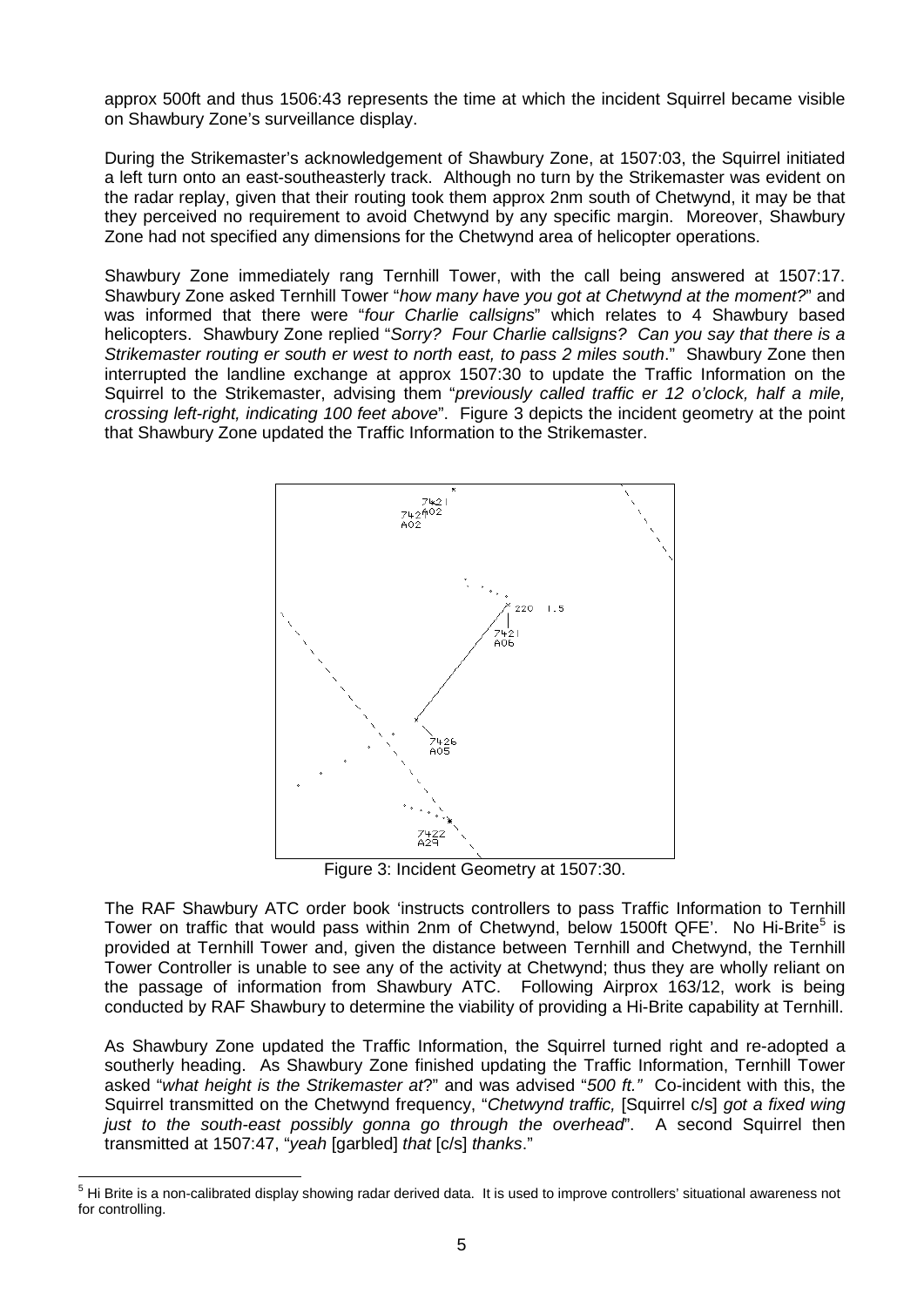approx 500ft and thus 1506:43 represents the time at which the incident Squirrel became visible on Shawbury Zone's surveillance display.

During the Strikemaster's acknowledgement of Shawbury Zone, at 1507:03, the Squirrel initiated a left turn onto an east-southeasterly track. Although no turn by the Strikemaster was evident on the radar replay, given that their routing took them approx 2nm south of Chetwynd, it may be that they perceived no requirement to avoid Chetwynd by any specific margin. Moreover, Shawbury Zone had not specified any dimensions for the Chetwynd area of helicopter operations.

Shawbury Zone immediately rang Ternhill Tower, with the call being answered at 1507:17. Shawbury Zone asked Ternhill Tower "*how many have you got at Chetwynd at the moment?*" and was informed that there were "*four Charlie callsigns*" which relates to 4 Shawbury based helicopters. Shawbury Zone replied "*Sorry? Four Charlie callsigns? Can you say that there is a Strikemaster routing er south er west to north east, to pass 2 miles south*." Shawbury Zone then interrupted the landline exchange at approx 1507:30 to update the Traffic Information on the Squirrel to the Strikemaster, advising them "*previously called traffic er 12 o'clock, half a mile, crossing left-right, indicating 100 feet above*". Figure 3 depicts the incident geometry at the point that Shawbury Zone updated the Traffic Information to the Strikemaster.

Figure 3: Incident Geometry at 1507:30.

The RAF Shawbury ATC order book 'instructs controllers to pass Traffic Information to Ternhill Tower on traffic that would pass within 2nm of Chetwynd, below 1500ft QFE'. No Hi-Brite[5] is provided at Ternhill Tower and, given the distance between Ternhill and Chetwynd, the Ternhill Tower Controller is unable to see any of the activity at Chetwynd; thus they are wholly reliant on the passage of information from Shawbury ATC. Following Airprox 163/12, work is being conducted by RAF Shawbury to determine the viability of providing a Hi-Brite capability at Ternhill.

As Shawbury Zone updated the Traffic Information, the Squirrel turned right and re-adopted a southerly heading. As Shawbury Zone finished updating the Traffic Information, Ternhill Tower asked "*what height is the Strikemaster at*?" and was advised "*500 ft.*" Co-incident with this, the Squirrel transmitted on the Chetwynd frequency, "*Chetwynd traffic,* [Squirrel c/s] *got a fixed wing just to the south-east possibly gonna go through the overhead*". A second Squirrel then transmitted at 1507:47, "*yeah* [garbled] *that* [c/s] *thanks*."

[5] Hi Brite is a non-calibrated display showing radar derived data. It is used to improve controllers' situational awareness not for controlling.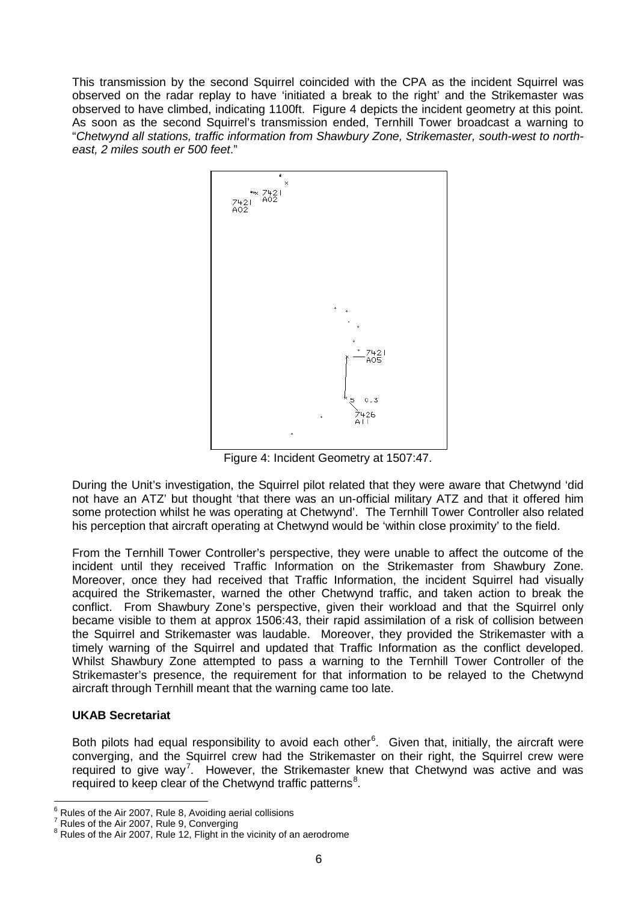This transmission by the second Squirrel coincided with the CPA as the incident Squirrel was observed on the radar replay to have 'initiated a break to the right' and the Strikemaster was observed to have climbed, indicating 1100ft. Figure 4 depicts the incident geometry at this point. As soon as the second Squirrel's transmission ended, Ternhill Tower broadcast a warning to "*Chetwynd all stations, traffic information from Shawbury Zone, Strikemaster, south-west to north-east, 2 miles south er 500 feet*."

Figure 4: Incident Geometry at 1507:47.

During the Unit's investigation, the Squirrel pilot related that they were aware that Chetwynd 'did not have an ATZ' but thought 'that there was an un-official military ATZ and that it offered him some protection whilst he was operating at Chetwynd'. The Ternhill Tower Controller also related his perception that aircraft operating at Chetwynd would be 'within close proximity' to the field.

From the Ternhill Tower Controller's perspective, they were unable to affect the outcome of the incident until they received Traffic Information on the Strikemaster from Shawbury Zone. Moreover, once they had received that Traffic Information, the incident Squirrel had visually acquired the Strikemaster, warned the other Chetwynd traffic, and taken action to break the conflict. From Shawbury Zone's perspective, given their workload and that the Squirrel only became visible to them at approx 1506:43, their rapid assimilation of a risk of collision between the Squirrel and Strikemaster was laudable. Moreover, they provided the Strikemaster with a timely warning of the Squirrel and updated that Traffic Information as the conflict developed. Whilst Shawbury Zone attempted to pass a warning to the Ternhill Tower Controller of the Strikemaster's presence, the requirement for that information to be relayed to the Chetwynd aircraft through Ternhill meant that the warning came too late.

### UKAB Secretariat

Both pilots had equal responsibility to avoid each other[6]. Given that, initially, the aircraft were converging, and the Squirrel crew had the Strikemaster on their right, the Squirrel crew were required to give way[7]. However, the Strikemaster knew that Chetwynd was active and was required to keep clear of the Chetwynd traffic patterns[8].

---

[6] Rules of the Air 2007, Rule 8, Avoiding aerial collisions
[7] Rules of the Air 2007, Rule 9, Converging
[8] Rules of the Air 2007, Rule 12, Flight in the vicinity of an aerodrome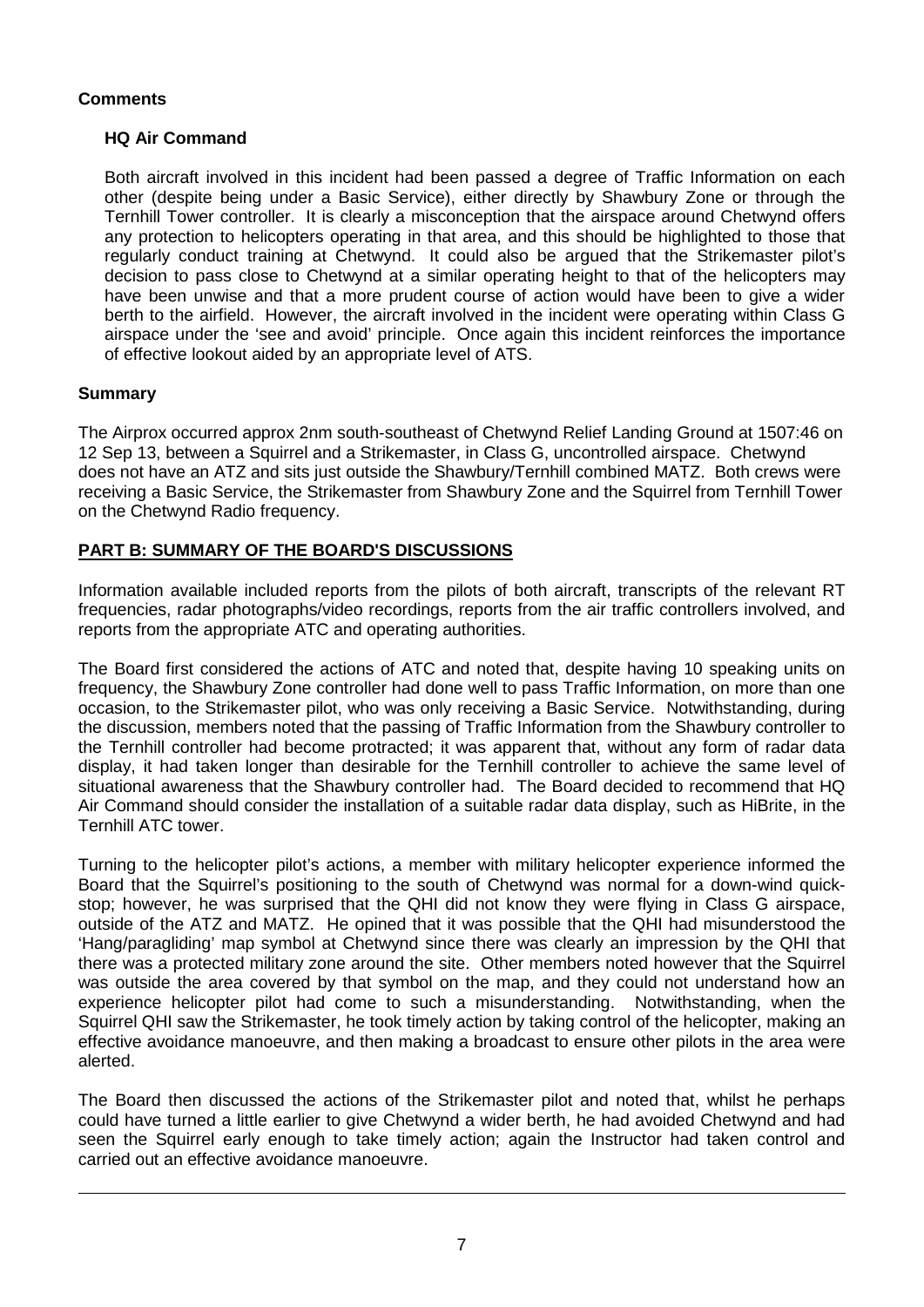**Comments**

**HQ Air Command**

Both aircraft involved in this incident had been passed a degree of Traffic Information on each other (despite being under a Basic Service), either directly by Shawbury Zone or through the Ternhill Tower controller. It is clearly a misconception that the airspace around Chetwynd offers any protection to helicopters operating in that area, and this should be highlighted to those that regularly conduct training at Chetwynd. It could also be argued that the Strikemaster pilot's decision to pass close to Chetwynd at a similar operating height to that of the helicopters may have been unwise and that a more prudent course of action would have been to give a wider berth to the airfield. However, the aircraft involved in the incident were operating within Class G airspace under the 'see and avoid' principle. Once again this incident reinforces the importance of effective lookout aided by an appropriate level of ATS.

**Summary**

The Airprox occurred approx 2nm south-southeast of Chetwynd Relief Landing Ground at 1507:46 on 12 Sep 13, between a Squirrel and a Strikemaster, in Class G, uncontrolled airspace. Chetwynd does not have an ATZ and sits just outside the Shawbury/Ternhill combined MATZ. Both crews were receiving a Basic Service, the Strikemaster from Shawbury Zone and the Squirrel from Ternhill Tower on the Chetwynd Radio frequency.

**PART B: SUMMARY OF THE BOARD'S DISCUSSIONS**

Information available included reports from the pilots of both aircraft, transcripts of the relevant RT frequencies, radar photographs/video recordings, reports from the air traffic controllers involved, and reports from the appropriate ATC and operating authorities.

The Board first considered the actions of ATC and noted that, despite having 10 speaking units on frequency, the Shawbury Zone controller had done well to pass Traffic Information, on more than one occasion, to the Strikemaster pilot, who was only receiving a Basic Service. Notwithstanding, during the discussion, members noted that the passing of Traffic Information from the Shawbury controller to the Ternhill controller had become protracted; it was apparent that, without any form of radar data display, it had taken longer than desirable for the Ternhill controller to achieve the same level of situational awareness that the Shawbury controller had. The Board decided to recommend that HQ Air Command should consider the installation of a suitable radar data display, such as HiBrite, in the Ternhill ATC tower.

Turning to the helicopter pilot's actions, a member with military helicopter experience informed the Board that the Squirrel's positioning to the south of Chetwynd was normal for a down-wind quick-stop; however, he was surprised that the QHI did not know they were flying in Class G airspace, outside of the ATZ and MATZ. He opined that it was possible that the QHI had misunderstood the 'Hang/paragliding' map symbol at Chetwynd since there was clearly an impression by the QHI that there was a protected military zone around the site. Other members noted however that the Squirrel was outside the area covered by that symbol on the map, and they could not understand how an experience helicopter pilot had come to such a misunderstanding. Notwithstanding, when the Squirrel QHI saw the Strikemaster, he took timely action by taking control of the helicopter, making an effective avoidance manoeuvre, and then making a broadcast to ensure other pilots in the area were alerted.

The Board then discussed the actions of the Strikemaster pilot and noted that, whilst he perhaps could have turned a little earlier to give Chetwynd a wider berth, he had avoided Chetwynd and had seen the Squirrel early enough to take timely action; again the Instructor had taken control and carried out an effective avoidance manoeuvre.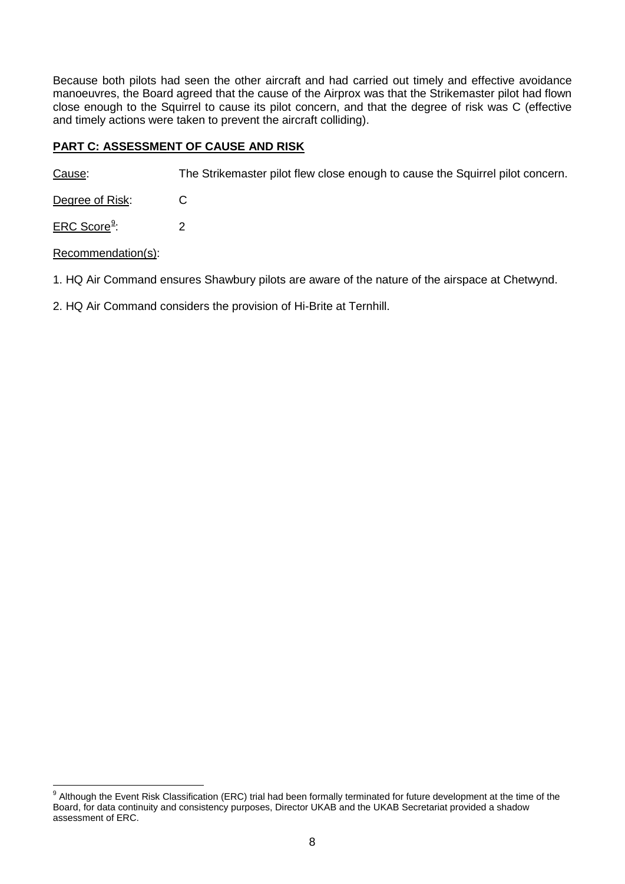Because both pilots had seen the other aircraft and had carried out timely and effective avoidance manoeuvres, the Board agreed that the cause of the Airprox was that the Strikemaster pilot had flown close enough to the Squirrel to cause its pilot concern, and that the degree of risk was C (effective and timely actions were taken to prevent the aircraft colliding).

**PART C: ASSESSMENT OF CAUSE AND RISK**

Cause: The Strikemaster pilot flew close enough to cause the Squirrel pilot concern.

Degree of Risk: C

ERC Score[9]: 2

Recommendation(s):

1. HQ Air Command ensures Shawbury pilots are aware of the nature of the airspace at Chetwynd.

2. HQ Air Command considers the provision of Hi-Brite at Ternhill.

---

[9] Although the Event Risk Classification (ERC) trial had been formally terminated for future development at the time of the Board, for data continuity and consistency purposes, Director UKAB and the UKAB Secretariat provided a shadow assessment of ERC.